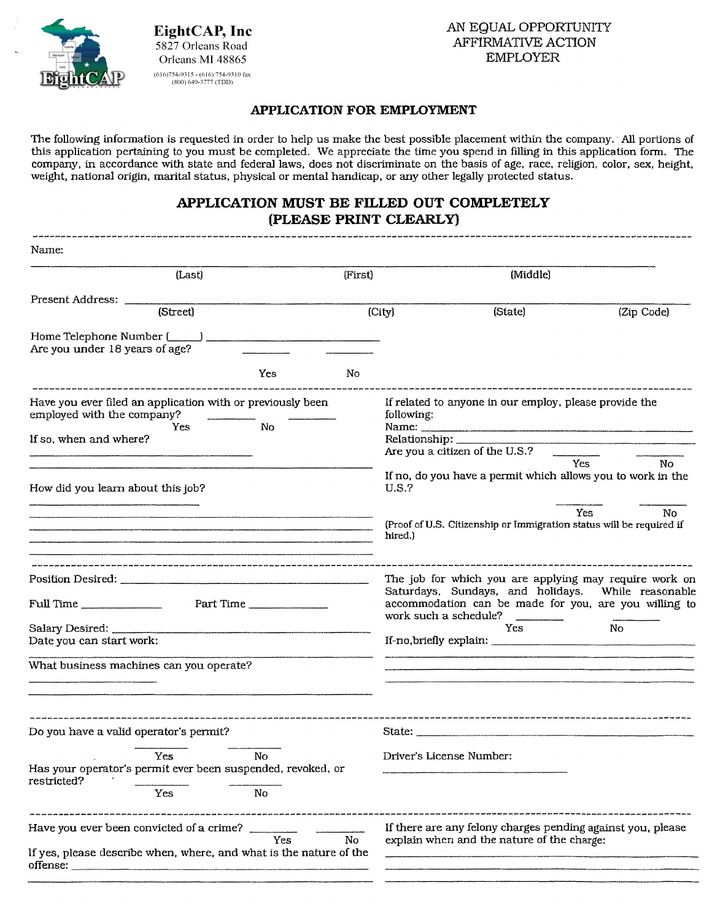**EightCAP, Inc**
5827 Orleans Road
Orleans MI 48865
(616)754-9315 - (616) 754-9310 fax
(800) 649-3777 (TDD)

AN EQUAL OPPORTUNITY
AFFIRMATIVE ACTION
EMPLOYER

## APPLICATION FOR EMPLOYMENT

The following information is requested in order to help us make the best possible placement within the company. All portions of this application pertaining to you must be completed. We appreciate the time you spend in filling in this application form. The company, in accordance with state and federal laws, does not discriminate on the basis of age, race, religion, color, sex, height, weight, national origin, marital status, physical or mental handicap, or any other legally protected status.

## APPLICATION MUST BE FILLED OUT COMPLETELY (PLEASE PRINT CLEARLY)

---

Name: ______________________________________________

(Last) (First) (Middle)

Present Address: ______________________________________________

(Street) (City) (State) (Zip Code)

Home Telephone Number (_____) ______________________

Are you under 18 years of age? ________ Yes ________ No

---

Have you ever filed an application with or previously been employed with the company? ________ Yes ________ No

If so, when and where?

______________________________________________

______________________________________________

How did you learn about this job?

______________________________________________

______________________________________________

______________________________________________

______________________________________________

______________________________________________

If related to anyone in our employ, please provide the following:

Name: ______________________________________________

Relationship: ______________________________________________

Are you a citizen of the U.S.? ________ Yes ________ No

If no, do you have a permit which allows you to work in the U.S.? ________ Yes ________ No

(Proof of U.S. Citizenship or Immigration status will be required if hired.)

---

Position Desired: ______________________________________________

Full Time ______________ Part Time ______________

Salary Desired: ______________________________________________

Date you can start work: ______________________________________________

What business machines can you operate?

______________________________________________

______________________________________________

The job for which you are applying may require work on Saturdays, Sundays, and holidays. While reasonable accommodation can be made for you, are you willing to work such a schedule? ________ Yes ________ No

If-no,briefly explain: ______________________________________________

______________________________________________

______________________________________________

---

Do you have a valid operator's permit? ________ Yes ________ No

Has your operator's permit ever been suspended, revoked, or restricted? ________ Yes ________ No

State: ______________________________________________

Driver's License Number: ______________________________________________

---

Have you ever been convicted of a crime? ________ Yes ________ No

If yes, please describe when, where, and what is the nature of the offense: ______________________________________________

______________________________________________

If there are any felony charges pending against you, please explain when and the nature of the charge:

______________________________________________

______________________________________________

______________________________________________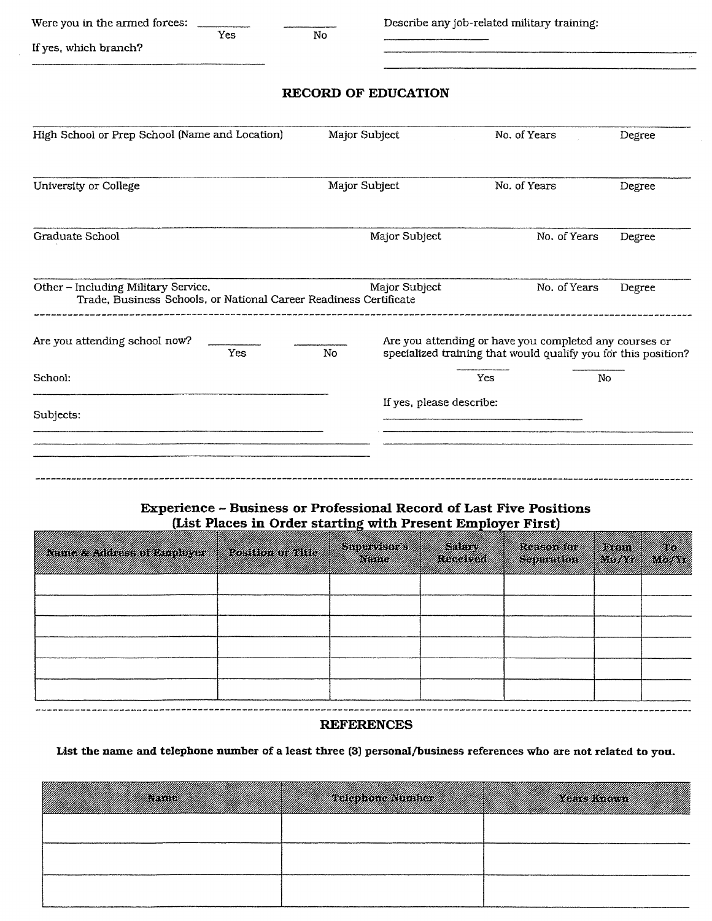Were you in the armed forces: ________ Yes ________ No

If yes, which branch? ______________________________

Describe any job-related military training: ______________________________

______________________________

______________________________

## RECORD OF EDUCATION

| High School or Prep School (Name and Location) | Major Subject | No. of Years | Degree |
|---|---|---|---|
| | | | |

| University or College | Major Subject | No. of Years | Degree |
|---|---|---|---|
| | | | |

| Graduate School | Major Subject | No. of Years | Degree |
|---|---|---|---|
| | | | |

| Other – Including Military Service, Trade, Business Schools, or National Career Readiness Certificate | Major Subject | No. of Years | Degree |
|---|---|---|---|
| | | | |

---

Are you attending school now? ________ Yes ________ No

School: ______________________________

Subjects: ______________________________

______________________________

______________________________

Are you attending or have you completed any courses or specialized training that would qualify you for this position? ________ Yes ________ No

If yes, please describe: ______________________________

______________________________

______________________________

---

## Experience – Business or Professional Record of Last Five Positions (List Places in Order starting with Present Employer First)

| Name & Address of Employer | Position or Title | Supervisor's Name | Salary Received | Reason for Separation | From Mo/Yr | To Mo/Yr |
|---|---|---|---|---|---|---|
| | | | | | | |
| | | | | | | |
| | | | | | | |
| | | | | | | |
| | | | | | | |
| | | | | | | |

---

## REFERENCES

**List the name and telephone number of a least three (3) personal/business references who are not related to you.**

| Name | Telephone Number | Years Known |
|---|---|---|
| | | |
| | | |
| | | |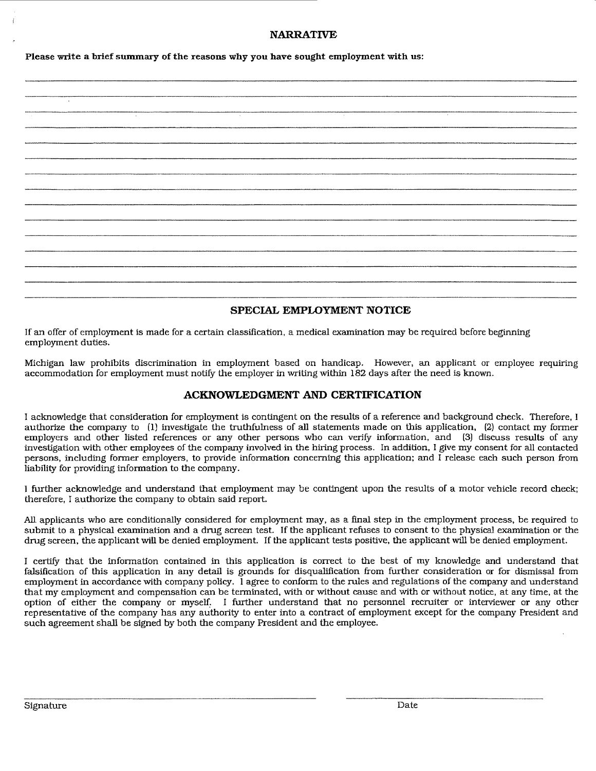## NARRATIVE

**Please write a brief summary of the reasons why you have sought employment with us:**

______________________________________________________________________________

______________________________________________________________________________

______________________________________________________________________________

______________________________________________________________________________

______________________________________________________________________________

______________________________________________________________________________

______________________________________________________________________________

______________________________________________________________________________

______________________________________________________________________________

______________________________________________________________________________

______________________________________________________________________________

______________________________________________________________________________

______________________________________________________________________________

______________________________________________________________________________

______________________________________________________________________________

## SPECIAL EMPLOYMENT NOTICE

If an offer of employment is made for a certain classification, a medical examination may be required before beginning employment duties.

Michigan law prohibits discrimination in employment based on handicap. However, an applicant or employee requiring accommodation for employment must notify the employer in writing within 182 days after the need is known.

## ACKNOWLEDGMENT AND CERTIFICATION

I acknowledge that consideration for employment is contingent on the results of a reference and background check. Therefore, I authorize the company to (1) investigate the truthfulness of all statements made on this application, (2) contact my former employers and other listed references or any other persons who can verify information, and (3) discuss results of any investigation with other employees of the company involved in the hiring process. In addition, I give my consent for all contacted persons, including former employers, to provide information concerning this application; and I release each such person from liability for providing information to the company.

I further acknowledge and understand that employment may be contingent upon the results of a motor vehicle record check; therefore, I authorize the company to obtain said report.

All applicants who are conditionally considered for employment may, as a final step in the employment process, be required to submit to a physical examination and a drug screen test. If the applicant refuses to consent to the physical examination or the drug screen, the applicant will be denied employment. If the applicant tests positive, the applicant will be denied employment.

I certify that the information contained in this application is correct to the best of my knowledge and understand that falsification of this application in any detail is grounds for disqualification from further consideration or for dismissal from employment in accordance with company policy. I agree to conform to the rules and regulations of the company and understand that my employment and compensation can be terminated, with or without cause and with or without notice, at any time, at the option of either the company or myself. I further understand that no personnel recruiter or interviewer or any other representative of the company has any authority to enter into a contract of employment except for the company President and such agreement shall be signed by both the company President and the employee.

______________________________ ______________________________

Signature Date